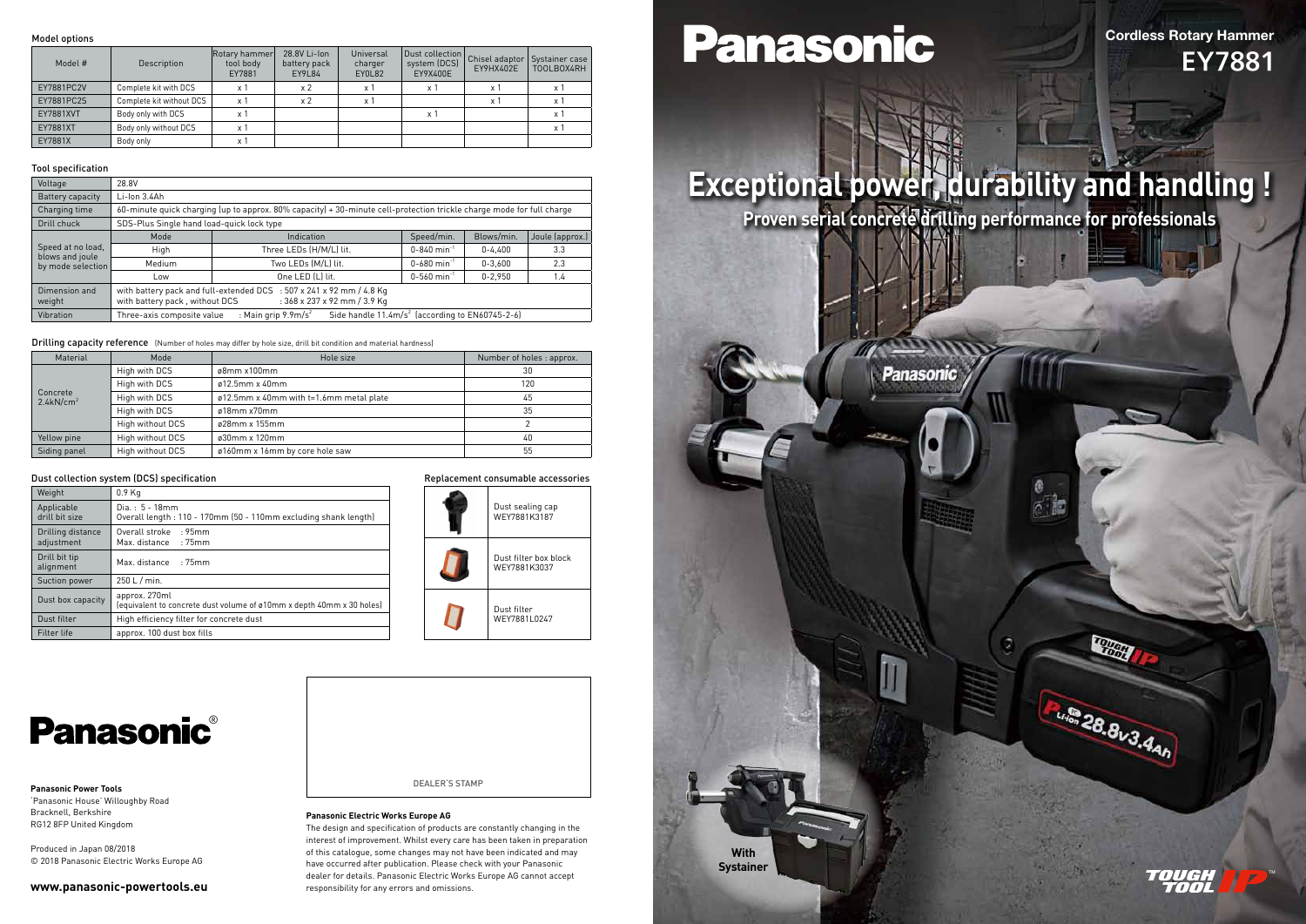# Panasonic

## Cordless Rotary Hammer
## EY7881

# Exceptional power, durability and handling !

**Proven serial concrete drilling performance for professionals**

**With Systainer**

### Model options

| Model # | Description | Rotary hammer tool body EY7881 | 28.8V Li-Ion battery pack EY9L84 | Universal charger EY0L82 | Dust collection system (DCS) EY9X400E | Chisel adaptor EY9HX402E | Systainer case TOOLBOX4RH |
|---|---|---|---|---|---|---|---|
| EY7881PC2V | Complete kit with DCS | x 1 | x 2 | x 1 | x 1 | x 1 | x 1 |
| EY7881PC2S | Complete kit without DCS | x 1 | x 2 | x 1 | | x 1 | x 1 |
| EY7881XVT | Body only with DCS | x 1 | | | x 1 | | x 1 |
| EY7881XT | Body only without DCS | x 1 | | | | | x 1 |
| EY7881X | Body only | x 1 | | | | | |

### Tool specification

| | | | | | |
|---|---|---|---|---|---|
| Voltage | 28.8V | | | | |
| Battery capacity | Li-Ion 3.4Ah | | | | |
| Charging time | 60-minute quick charging (up to approx. 80% capacity) + 30-minute cell-protection trickle charge mode for full charge | | | | |
| Drill chuck | SDS-Plus Single hand load-quick lock type | | | | |
| Speed at no load, blows and joule by mode selection | Mode | Indication | Speed/min. | Blows/min. | Joule (approx.) |
| | High | Three LEDs (H/M/L) lit. | 0-840 min$^{-1}$ | 0-4,400 | 3.3 |
| | Medium | Two LEDs (M/L) lit. | 0-680 min$^{-1}$ | 0-3,600 | 2.3 |
| | Low | One LED (L) lit. | 0-560 min$^{-1}$ | 0-2,950 | 1.4 |
| Dimension and weight | with battery pack and full-extended DCS : 507 x 241 x 92 mm / 4.8 Kg<br>with battery pack , without DCS : 368 x 237 x 92 mm / 3.9 Kg | | | | |
| Vibration | Three-axis composite value : Main grip 9.9m/s$^2$ Side handle 11.4m/s$^2$ (according to EN60745-2-6) | | | | |

### Drilling capacity reference (Number of holes may differ by hole size, drill bit condition and material hardness)

| Material | Mode | Hole size | Number of holes : approx. |
|---|---|---|---|
| Concrete 2.4kN/cm$^2$ | High with DCS | ø8mm x100mm | 30 |
| | High with DCS | ø12.5mm x 40mm | 120 |
| | High with DCS | ø12.5mm x 40mm with t=1.6mm metal plate | 45 |
| | High with DCS | ø18mm x70mm | 35 |
| | High without DCS | ø28mm x 155mm | 2 |
| Yellow pine | High without DCS | ø30mm x 120mm | 40 |
| Siding panel | High without DCS | ø160mm x 16mm by core hole saw | 55 |

### Dust collection system (DCS) specification

| | |
|---|---|
| Weight | 0.9 Kg |
| Applicable drill bit size | Dia. : 5 - 18mm<br>Overall length : 110 - 170mm (50 - 110mm excluding shank length) |
| Drilling distance adjustment | Overall stroke : 95mm<br>Max. distance : 75mm |
| Drill bit tip alignment | Max. distance : 75mm |
| Suction power | 250 L / min. |
| Dust box capacity | approx. 270ml<br>(equivalent to concrete dust volume of ø10mm x depth 40mm x 30 holes) |
| Dust filter | High efficiency filter for concrete dust |
| Filter life | approx. 100 dust box fills |

### Replacement consumable accessories

| Item | Part number |
|---|---|
| Dust sealing cap | WEY7881K3187 |
| Dust filter box block | WEY7881K3037 |
| Dust filter | WEY7881L0247 |

DEALER'S STAMP

**Panasonic®**

**Panasonic Power Tools**
'Panasonic House' Willoughby Road
Bracknell, Berkshire
RG12 8FP United Kingdom

Produced in Japan 08/2018
© 2018 Panasonic Electric Works Europe AG

**www.panasonic-powertools.eu**

**Panasonic Electric Works Europe AG**

The design and specification of products are constantly changing in the interest of improvement. Whilst every care has been taken in preparation of this catalogue, some changes may not have been indicated and may have occurred after publication. Please check with your Panasonic dealer for details. Panasonic Electric Works Europe AG cannot accept responsibility for any errors and omissions.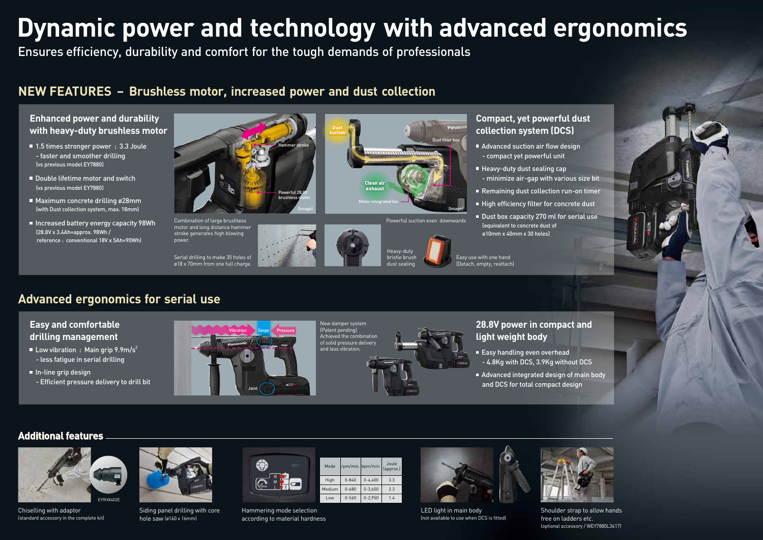# Dynamic power and technology with advanced ergonomics

Ensures efficiency, durability and comfort for the tough demands of professionals

## NEW FEATURES – Brushless motor, increased power and dust collection

### Enhanced power and durability with heavy-duty brushless motor

- 1.5 times stronger power : 3.3 Joule
  - faster and smoother drilling
  (vs previous model EY7880)
- Double lifetime motor and switch
  (vs previous model EY7880)
- Maximum concrete drilling ø28mm
  (with Dust collection system, max. 18mm)
- Increased battery energy capacity 98Wh
  (28.8V x 3.4Ah=approx. 98Wh /
  reference : conventional 18V x 5Ah=90Wh)

Hammer stroke

Powerful 28.8V brushless motor

(Image)

Combination of large brushless motor and long distance hammer stroke generates high blowing power.

Serial drilling to make 35 holes of ø18 x 70mm from one full charge.

Dust suction

Dust filter box

Clean air exhaust

Motor integrated fan

(Image)

Powerful suction even downwards

Heavy-duty bristle brush dust sealing

Easy use with one hand (Detach, empty, reattach)

### Compact, yet powerful dust collection system (DCS)

- Advanced suction air flow design
  - compact yet powerful unit
- Heavy-duty dust sealing cap
  - minimize air-gap with various size bit
- Remaining dust collection run-on timer
- High efficiency filter for concrete dust
- Dust box capacity 270 ml for serial use
  (equivalent to concrete dust of ø10mm x 40mm x 30 holes)

## Advanced ergonomics for serial use

### Easy and comfortable drilling management

- Low vibration : Main grip 9.9m/s²
  - less fatigue in serial drilling
- In-line grip design
  - Efficient pressure delivery to drill bit

Vibration

Damper

Pressure

Joint

New damper system (Patent pending)
Achieved the combination of solid pressure delivery and less vibration.

### 28.8V power in compact and light weight body

- Easy handling even overhead
  - 4.8Kg with DCS, 3.9Kg without DCS
- Advanced integrated design of main body and DCS for total compact design

## Additional features

EY9HX402E

Chiselling with adaptor
(standard accessory in the complete kit)

Siding panel drilling with core hole saw (ø160 x 16mm)

| Mode | rpm/min. | bpm/min. | Joule (approx.) |
|---|---|---|---|
| High | 0-840 | 0-4,400 | 3.3 |
| Medium | 0-680 | 0-3,600 | 2.3 |
| Low | 0-560 | 0-2,950 | 1.4 |

Hammering mode selection according to material hardness

LED light in main body
(not available to use when DCS is fitted)

Shoulder strap to allow hands free on ladders etc.
(optional accessory / WEY7880L3417)